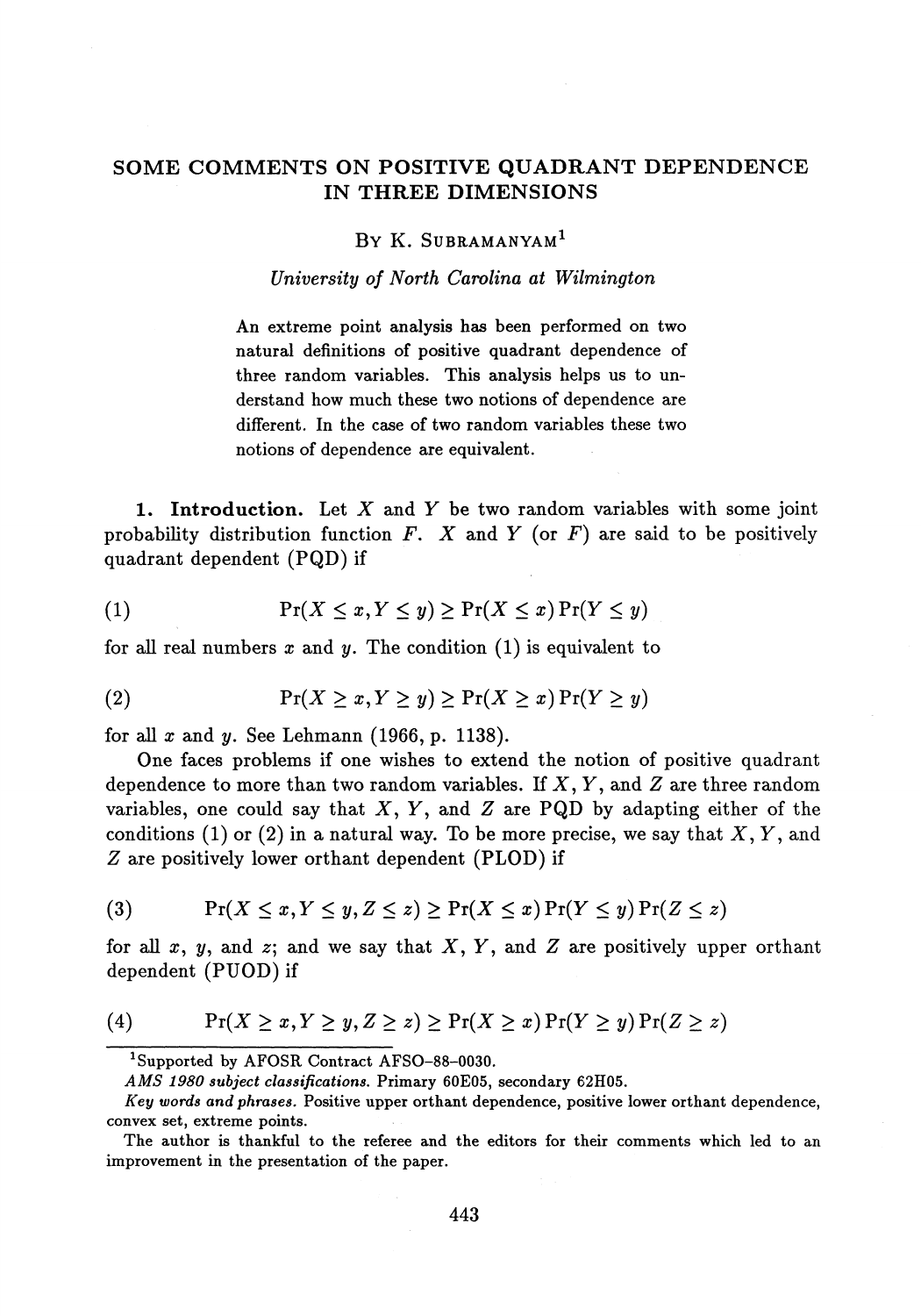# SOME COMMENTS ON POSITIVE QUADRANT DEPENDENCE IN THREE DIMENSIONS

By K. Subramanyam[1]

*University of North Carolina at Wilmington*

An extreme point analysis has been performed on two natural definitions of positive quadrant dependence of three random variables. This analysis helps us to understand how much these two notions of dependence are different. In the case of two random variables these two notions of dependence are equivalent.

**1. Introduction.** Let $X$ and $Y$ be two random variables with some joint probability distribution function $F$. $X$ and $Y$ (or $F$) are said to be positively quadrant dependent (PQD) if

$$\Pr(X \leq x, Y \leq y) \geq \Pr(X \leq x)\Pr(Y \leq y) \tag{1}$$

for all real numbers $x$ and $y$. The condition (1) is equivalent to

$$\Pr(X \geq x, Y \geq y) \geq \Pr(X \geq x)\Pr(Y \geq y) \tag{2}$$

for all $x$ and $y$. See Lehmann (1966, p. 1138).

One faces problems if one wishes to extend the notion of positive quadrant dependence to more than two random variables. If $X$, $Y$, and $Z$ are three random variables, one could say that $X$, $Y$, and $Z$ are PQD by adapting either of the conditions (1) or (2) in a natural way. To be more precise, we say that $X$, $Y$, and $Z$ are positively lower orthant dependent (PLOD) if

$$\Pr(X \leq x, Y \leq y, Z \leq z) \geq \Pr(X \leq x)\Pr(Y \leq y)\Pr(Z \leq z) \tag{3}$$

for all $x$, $y$, and $z$; and we say that $X$, $Y$, and $Z$ are positively upper orthant dependent (PUOD) if

$$\Pr(X \geq x, Y \geq y, Z \geq z) \geq \Pr(X \geq x)\Pr(Y \geq y)\Pr(Z \geq z) \tag{4}$$

---

[1] Supported by AFOSR Contract AFSO-88-0030.

*AMS 1980 subject classifications.* Primary 60E05, secondary 62H05.

*Key words and phrases.* Positive upper orthant dependence, positive lower orthant dependence, convex set, extreme points.

The author is thankful to the referee and the editors for their comments which led to an improvement in the presentation of the paper.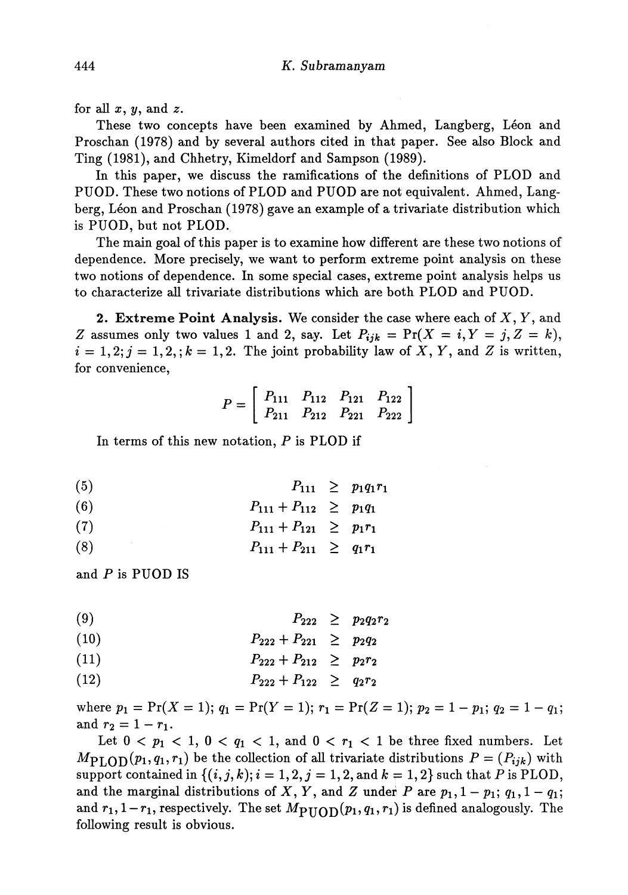for all $x$, $y$, and $z$.

These two concepts have been examined by Ahmed, Langberg, Léon and Proschan (1978) and by several authors cited in that paper. See also Block and Ting (1981), and Chhetry, Kimeldorf and Sampson (1989).

In this paper, we discuss the ramifications of the definitions of PLOD and PUOD. These two notions of PLOD and PUOD are not equivalent. Ahmed, Langberg, Léon and Proschan (1978) gave an example of a trivariate distribution which is PUOD, but not PLOD.

The main goal of this paper is to examine how different are these two notions of dependence. More precisely, we want to perform extreme point analysis on these two notions of dependence. In some special cases, extreme point analysis helps us to characterize all trivariate distributions which are both PLOD and PUOD.

**2. Extreme Point Analysis.** We consider the case where each of $X$, $Y$, and $Z$ assumes only two values 1 and 2, say. Let $P_{ijk} = \Pr(X = i, Y = j, Z = k)$, $i = 1, 2; j = 1, 2, ; k = 1, 2$. The joint probability law of $X$, $Y$, and $Z$ is written, for convenience,

$$P = \begin{bmatrix} P_{111} & P_{112} & P_{121} & P_{122} \\ P_{211} & P_{212} & P_{221} & P_{222} \end{bmatrix}$$

In terms of this new notation, $P$ is PLOD if

$$P_{111} \geq p_1 q_1 r_1 \tag{5}$$

$$P_{111} + P_{112} \geq p_1 q_1 \tag{6}$$

$$P_{111} + P_{121} \geq p_1 r_1 \tag{7}$$

$$P_{111} + P_{211} \geq q_1 r_1 \tag{8}$$

and $P$ is PUOD IS

$$P_{222} \geq p_2 q_2 r_2 \tag{9}$$

$$P_{222} + P_{221} \geq p_2 q_2 \tag{10}$$

$$P_{222} + P_{212} \geq p_2 r_2 \tag{11}$$

$$P_{222} + P_{122} \geq q_2 r_2 \tag{12}$$

where $p_1 = \Pr(X = 1)$; $q_1 = \Pr(Y = 1)$; $r_1 = \Pr(Z = 1)$; $p_2 = 1 - p_1$; $q_2 = 1 - q_1$; and $r_2 = 1 - r_1$.

Let $0 < p_1 < 1$, $0 < q_1 < 1$, and $0 < r_1 < 1$ be three fixed numbers. Let $M_{\text{PLOD}}(p_1, q_1, r_1)$ be the collection of all trivariate distributions $P = (P_{ijk})$ with support contained in $\{(i, j, k); i = 1, 2, j = 1, 2, \text{and } k = 1, 2\}$ such that $P$ is PLOD, and the marginal distributions of $X$, $Y$, and $Z$ under $P$ are $p_1, 1 - p_1$; $q_1, 1 - q_1$; and $r_1, 1 - r_1$, respectively. The set $M_{\text{PUOD}}(p_1, q_1, r_1)$ is defined analogously. The following result is obvious.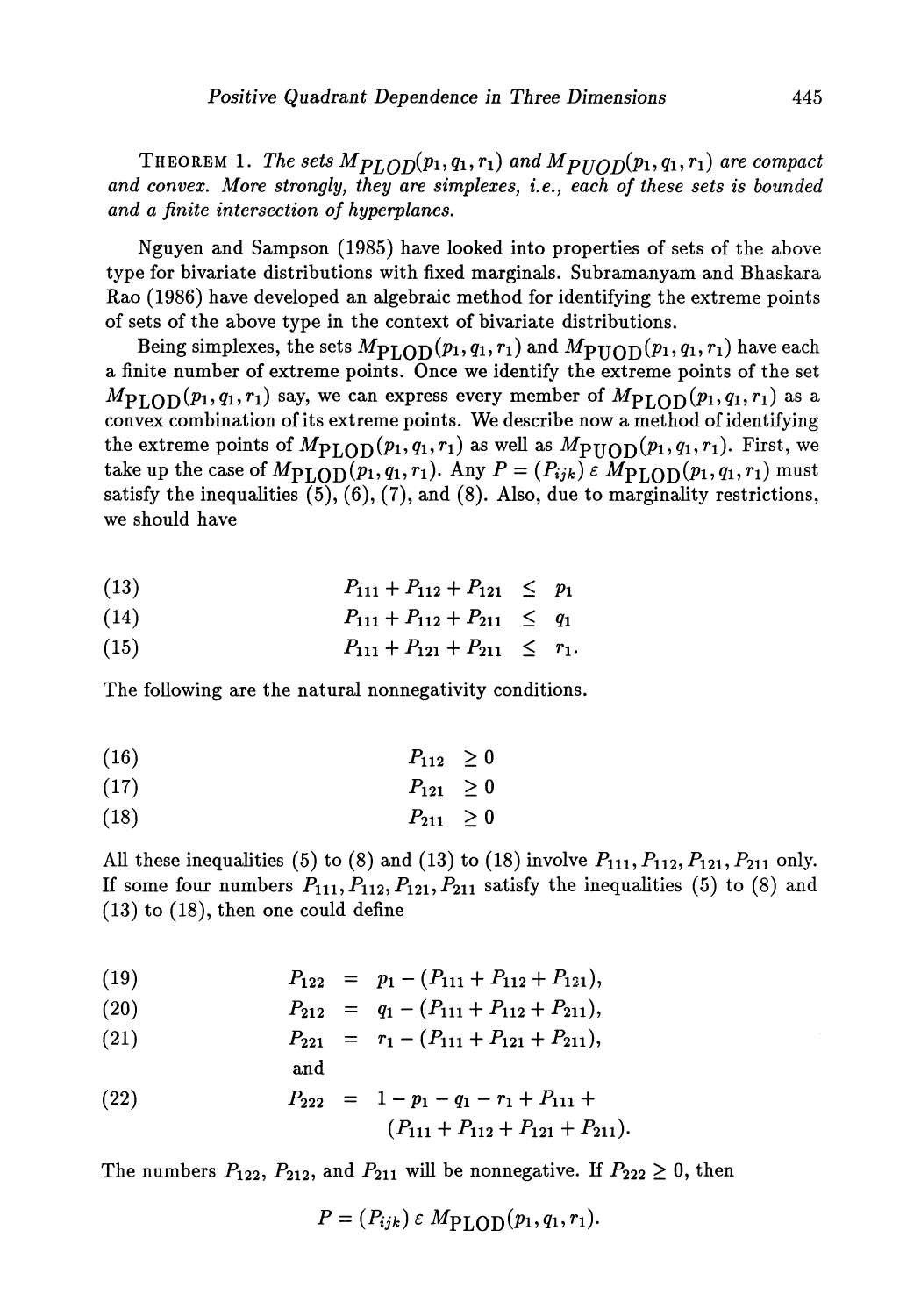THEOREM 1. *The sets $M_{PLOD}(p_1, q_1, r_1)$ and $M_{PUOD}(p_1, q_1, r_1)$ are compact and convex. More strongly, they are simplexes, i.e., each of these sets is bounded and a finite intersection of hyperplanes.*

Nguyen and Sampson (1985) have looked into properties of sets of the above type for bivariate distributions with fixed marginals. Subramanyam and Bhaskara Rao (1986) have developed an algebraic method for identifying the extreme points of sets of the above type in the context of bivariate distributions.

Being simplexes, the sets $M_{\text{PLOD}}(p_1, q_1, r_1)$ and $M_{\text{PUOD}}(p_1, q_1, r_1)$ have each a finite number of extreme points. Once we identify the extreme points of the set $M_{\text{PLOD}}(p_1, q_1, r_1)$ say, we can express every member of $M_{\text{PLOD}}(p_1, q_1, r_1)$ as a convex combination of its extreme points. We describe now a method of identifying the extreme points of $M_{\text{PLOD}}(p_1, q_1, r_1)$ as well as $M_{\text{PUOD}}(p_1, q_1, r_1)$. First, we take up the case of $M_{\text{PLOD}}(p_1, q_1, r_1)$. Any $P = (P_{ijk}) \; \varepsilon \; M_{\text{PLOD}}(p_1, q_1, r_1)$ must satisfy the inequalities (5), (6), (7), and (8). Also, due to marginality restrictions, we should have

$$P_{111} + P_{112} + P_{121} \leq p_1 \tag{13}$$

$$P_{111} + P_{112} + P_{211} \leq q_1 \tag{14}$$

$$P_{111} + P_{121} + P_{211} \leq r_1. \tag{15}$$

The following are the natural nonnegativity conditions.

$$P_{112} \geq 0 \tag{16}$$

$$P_{121} \geq 0 \tag{17}$$

$$P_{211} \geq 0 \tag{18}$$

All these inequalities (5) to (8) and (13) to (18) involve $P_{111}, P_{112}, P_{121}, P_{211}$ only. If some four numbers $P_{111}, P_{112}, P_{121}, P_{211}$ satisfy the inequalities (5) to (8) and (13) to (18), then one could define

$$P_{122} = p_1 - (P_{111} + P_{112} + P_{121}), \tag{19}$$

$$P_{212} = q_1 - (P_{111} + P_{112} + P_{211}), \tag{20}$$

$$P_{221} = r_1 - (P_{111} + P_{121} + P_{211}), \tag{21}$$

and

$$P_{222} = 1 - p_1 - q_1 - r_1 + P_{111} + (P_{111} + P_{112} + P_{121} + P_{211}). \tag{22}$$

The numbers $P_{122}$, $P_{212}$, and $P_{211}$ will be nonnegative. If $P_{222} \geq 0$, then

$$P = (P_{ijk}) \; \varepsilon \; M_{\text{PLOD}}(p_1, q_1, r_1).$$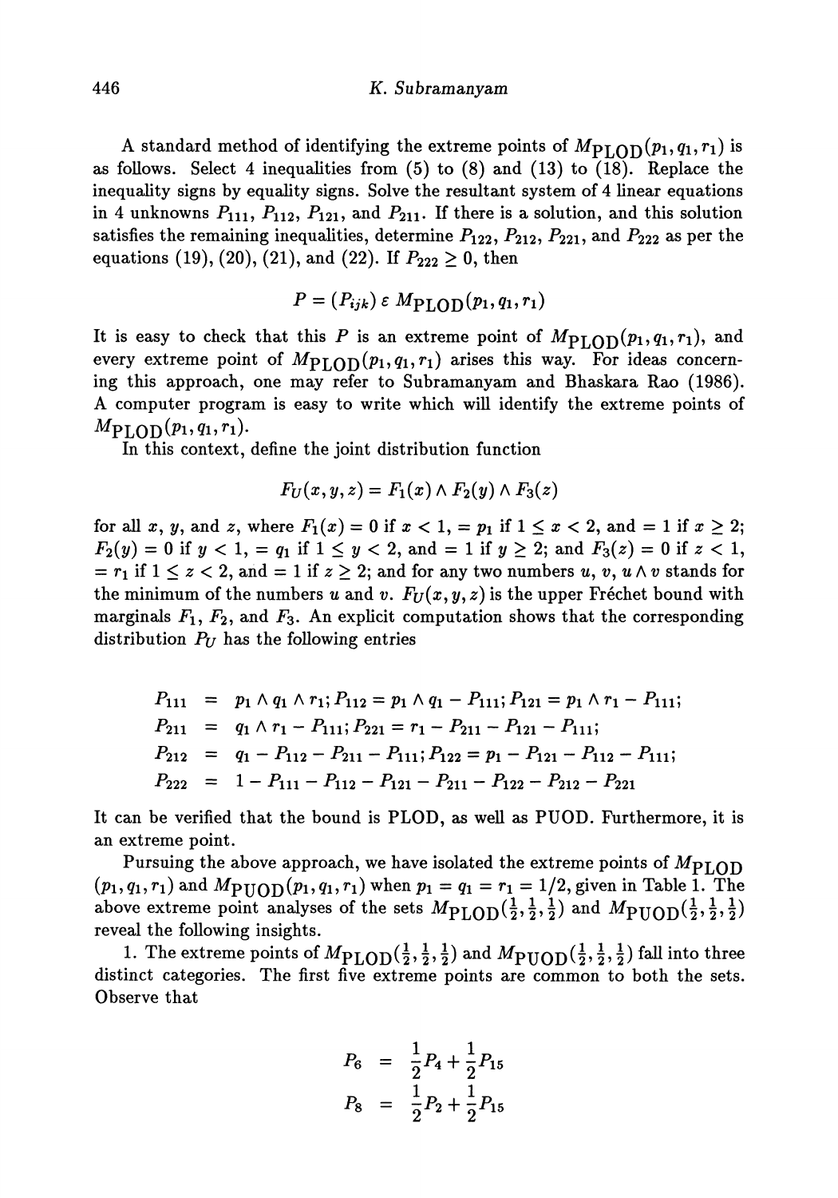A standard method of identifying the extreme points of $M_{\text{PLOD}}(p_1, q_1, r_1)$ is as follows. Select 4 inequalities from (5) to (8) and (13) to (18). Replace the inequality signs by equality signs. Solve the resultant system of 4 linear equations in 4 unknowns $P_{111}$, $P_{112}$, $P_{121}$, and $P_{211}$. If there is a solution, and this solution satisfies the remaining inequalities, determine $P_{122}$, $P_{212}$, $P_{221}$, and $P_{222}$ as per the equations (19), (20), (21), and (22). If $P_{222} \geq 0$, then

$$P = (P_{ijk}) \,\varepsilon\, M_{\text{PLOD}}(p_1, q_1, r_1)$$

It is easy to check that this $P$ is an extreme point of $M_{\text{PLOD}}(p_1, q_1, r_1)$, and every extreme point of $M_{\text{PLOD}}(p_1, q_1, r_1)$ arises this way. For ideas concerning this approach, one may refer to Subramanyam and Bhaskara Rao (1986). A computer program is easy to write which will identify the extreme points of $M_{\text{PLOD}}(p_1, q_1, r_1)$.

In this context, define the joint distribution function

$$F_U(x, y, z) = F_1(x) \wedge F_2(y) \wedge F_3(z)$$

for all $x$, $y$, and $z$, where $F_1(x) = 0$ if $x < 1$, $= p_1$ if $1 \leq x < 2$, and $= 1$ if $x \geq 2$; $F_2(y) = 0$ if $y < 1$, $= q_1$ if $1 \leq y < 2$, and $= 1$ if $y \geq 2$; and $F_3(z) = 0$ if $z < 1$, $= r_1$ if $1 \leq z < 2$, and $= 1$ if $z \geq 2$; and for any two numbers $u$, $v$, $u \wedge v$ stands for the minimum of the numbers $u$ and $v$. $F_U(x, y, z)$ is the upper Fréchet bound with marginals $F_1$, $F_2$, and $F_3$. An explicit computation shows that the corresponding distribution $P_U$ has the following entries

$$\begin{aligned}
P_{111} &= p_1 \wedge q_1 \wedge r_1; P_{112} = p_1 \wedge q_1 - P_{111}; P_{121} = p_1 \wedge r_1 - P_{111}; \\
P_{211} &= q_1 \wedge r_1 - P_{111}; P_{221} = r_1 - P_{211} - P_{121} - P_{111}; \\
P_{212} &= q_1 - P_{112} - P_{211} - P_{111}; P_{122} = p_1 - P_{121} - P_{112} - P_{111}; \\
P_{222} &= 1 - P_{111} - P_{112} - P_{121} - P_{211} - P_{122} - P_{212} - P_{221}
\end{aligned}$$

It can be verified that the bound is PLOD, as well as PUOD. Furthermore, it is an extreme point.

Pursuing the above approach, we have isolated the extreme points of $M_{\text{PLOD}}(p_1, q_1, r_1)$ and $M_{\text{PUOD}}(p_1, q_1, r_1)$ when $p_1 = q_1 = r_1 = 1/2$, given in Table 1. The above extreme point analyses of the sets $M_{\text{PLOD}}(\frac{1}{2}, \frac{1}{2}, \frac{1}{2})$ and $M_{\text{PUOD}}(\frac{1}{2}, \frac{1}{2}, \frac{1}{2})$ reveal the following insights.

1. The extreme points of $M_{\text{PLOD}}(\frac{1}{2}, \frac{1}{2}, \frac{1}{2})$ and $M_{\text{PUOD}}(\frac{1}{2}, \frac{1}{2}, \frac{1}{2})$ fall into three distinct categories. The first five extreme points are common to both the sets. Observe that

$$\begin{aligned}
P_6 &= \frac{1}{2}P_4 + \frac{1}{2}P_{15} \\
P_8 &= \frac{1}{2}P_2 + \frac{1}{2}P_{15}
\end{aligned}$$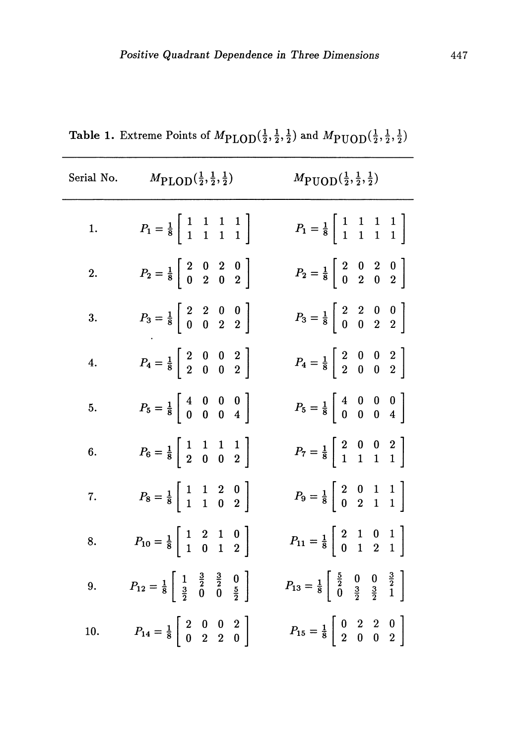**Table 1.** Extreme Points of $M_{\text{PLOD}}(\frac{1}{2},\frac{1}{2},\frac{1}{2})$ and $M_{\text{PUOD}}(\frac{1}{2},\frac{1}{2},\frac{1}{2})$

| Serial No. | $M_{\text{PLOD}}(\frac{1}{2},\frac{1}{2},\frac{1}{2})$ | $M_{\text{PUOD}}(\frac{1}{2},\frac{1}{2},\frac{1}{2})$ |
|---|---|---|
| 1. | $P_1 = \frac{1}{8}\begin{bmatrix} 1 & 1 & 1 & 1 \\ 1 & 1 & 1 & 1 \end{bmatrix}$ | $P_1 = \frac{1}{8}\begin{bmatrix} 1 & 1 & 1 & 1 \\ 1 & 1 & 1 & 1 \end{bmatrix}$ |
| 2. | $P_2 = \frac{1}{8}\begin{bmatrix} 2 & 0 & 2 & 0 \\ 0 & 2 & 0 & 2 \end{bmatrix}$ | $P_2 = \frac{1}{8}\begin{bmatrix} 2 & 0 & 2 & 0 \\ 0 & 2 & 0 & 2 \end{bmatrix}$ |
| 3. | $P_3 = \frac{1}{8}\begin{bmatrix} 2 & 2 & 0 & 0 \\ 0 & 0 & 2 & 2 \end{bmatrix}$ | $P_3 = \frac{1}{8}\begin{bmatrix} 2 & 2 & 0 & 0 \\ 0 & 0 & 2 & 2 \end{bmatrix}$ |
| 4. | $P_4 = \frac{1}{8}\begin{bmatrix} 2 & 0 & 0 & 2 \\ 2 & 0 & 0 & 2 \end{bmatrix}$ | $P_4 = \frac{1}{8}\begin{bmatrix} 2 & 0 & 0 & 2 \\ 2 & 0 & 0 & 2 \end{bmatrix}$ |
| 5. | $P_5 = \frac{1}{8}\begin{bmatrix} 4 & 0 & 0 & 0 \\ 0 & 0 & 0 & 4 \end{bmatrix}$ | $P_5 = \frac{1}{8}\begin{bmatrix} 4 & 0 & 0 & 0 \\ 0 & 0 & 0 & 4 \end{bmatrix}$ |
| 6. | $P_6 = \frac{1}{8}\begin{bmatrix} 1 & 1 & 1 & 1 \\ 2 & 0 & 0 & 2 \end{bmatrix}$ | $P_7 = \frac{1}{8}\begin{bmatrix} 2 & 0 & 0 & 2 \\ 1 & 1 & 1 & 1 \end{bmatrix}$ |
| 7. | $P_8 = \frac{1}{8}\begin{bmatrix} 1 & 1 & 2 & 0 \\ 1 & 1 & 0 & 2 \end{bmatrix}$ | $P_9 = \frac{1}{8}\begin{bmatrix} 2 & 0 & 1 & 1 \\ 0 & 2 & 1 & 1 \end{bmatrix}$ |
| 8. | $P_{10} = \frac{1}{8}\begin{bmatrix} 1 & 2 & 1 & 0 \\ 1 & 0 & 1 & 2 \end{bmatrix}$ | $P_{11} = \frac{1}{8}\begin{bmatrix} 2 & 1 & 0 & 1 \\ 0 & 1 & 2 & 1 \end{bmatrix}$ |
| 9. | $P_{12} = \frac{1}{8}\begin{bmatrix} 1 & \frac{3}{2} & \frac{3}{2} & 0 \\ \frac{3}{2} & 0 & 0 & \frac{5}{2} \end{bmatrix}$ | $P_{13} = \frac{1}{8}\begin{bmatrix} \frac{5}{2} & 0 & 0 & \frac{3}{2} \\ 0 & \frac{3}{2} & \frac{3}{2} & 1 \end{bmatrix}$ |
| 10. | $P_{14} = \frac{1}{8}\begin{bmatrix} 2 & 0 & 0 & 2 \\ 0 & 2 & 2 & 0 \end{bmatrix}$ | $P_{15} = \frac{1}{8}\begin{bmatrix} 0 & 2 & 2 & 0 \\ 2 & 0 & 0 & 2 \end{bmatrix}$ |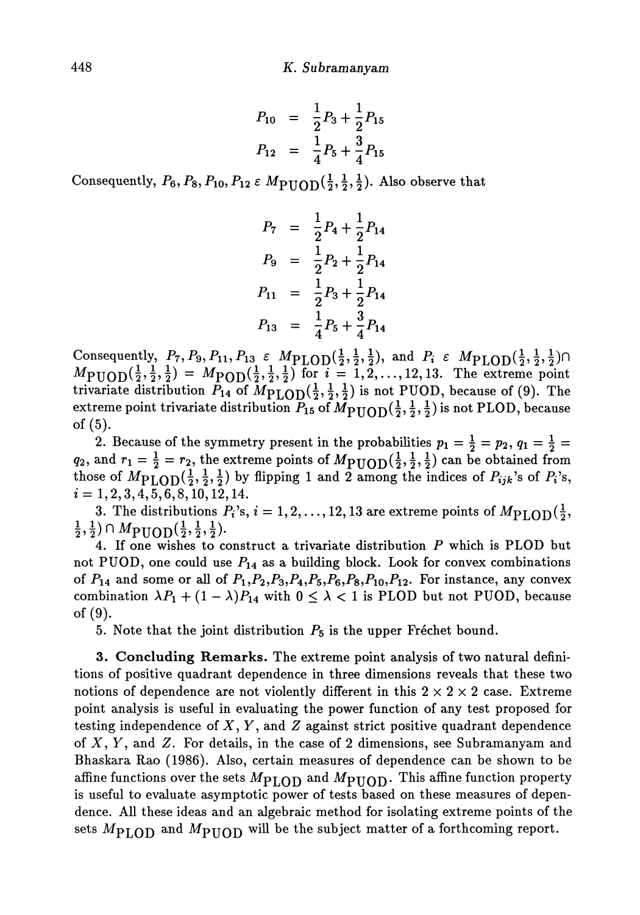$$
\begin{aligned}
P_{10} &= \frac{1}{2}P_3 + \frac{1}{2}P_{15} \\
P_{12} &= \frac{1}{4}P_5 + \frac{3}{4}P_{15}
\end{aligned}
$$

Consequently, $P_6, P_8, P_{10}, P_{12} \in M_{\text{PUOD}}(\frac{1}{2}, \frac{1}{2}, \frac{1}{2})$. Also observe that

$$
\begin{aligned}
P_7 &= \frac{1}{2}P_4 + \frac{1}{2}P_{14} \\
P_9 &= \frac{1}{2}P_2 + \frac{1}{2}P_{14} \\
P_{11} &= \frac{1}{2}P_3 + \frac{1}{2}P_{14} \\
P_{13} &= \frac{1}{4}P_5 + \frac{3}{4}P_{14}
\end{aligned}
$$

Consequently, $P_7, P_9, P_{11}, P_{13} \in M_{\text{PLOD}}(\frac{1}{2}, \frac{1}{2}, \frac{1}{2})$, and $P_i \in M_{\text{PLOD}}(\frac{1}{2}, \frac{1}{2}, \frac{1}{2}) \cap M_{\text{PUOD}}(\frac{1}{2}, \frac{1}{2}, \frac{1}{2}) = M_{\text{POD}}(\frac{1}{2}, \frac{1}{2}, \frac{1}{2})$ for $i = 1, 2, \ldots, 12, 13$. The extreme point trivariate distribution $P_{14}$ of $M_{\text{PLOD}}(\frac{1}{2}, \frac{1}{2}, \frac{1}{2})$ is not PUOD, because of (9). The extreme point trivariate distribution $P_{15}$ of $M_{\text{PUOD}}(\frac{1}{2}, \frac{1}{2}, \frac{1}{2})$ is not PLOD, because of (5).

2. Because of the symmetry present in the probabilities $p_1 = \frac{1}{2} = p_2$, $q_1 = \frac{1}{2} = q_2$, and $r_1 = \frac{1}{2} = r_2$, the extreme points of $M_{\text{PUOD}}(\frac{1}{2}, \frac{1}{2}, \frac{1}{2})$ can be obtained from those of $M_{\text{PLOD}}(\frac{1}{2}, \frac{1}{2}, \frac{1}{2})$ by flipping 1 and 2 among the indices of $P_{ijk}$'s of $P_i$'s, $i = 1, 2, 3, 4, 5, 6, 8, 10, 12, 14$.

3. The distributions $P_i$'s, $i = 1, 2, \ldots, 12, 13$ are extreme points of $M_{\text{PLOD}}(\frac{1}{2}, \frac{1}{2}, \frac{1}{2}) \cap M_{\text{PUOD}}(\frac{1}{2}, \frac{1}{2}, \frac{1}{2})$.

4. If one wishes to construct a trivariate distribution $P$ which is PLOD but not PUOD, one could use $P_{14}$ as a building block. Look for convex combinations of $P_{14}$ and some or all of $P_1, P_2, P_3, P_4, P_5, P_6, P_8, P_{10}, P_{12}$. For instance, any convex combination $\lambda P_1 + (1 - \lambda)P_{14}$ with $0 \leq \lambda < 1$ is PLOD but not PUOD, because of (9).

5. Note that the joint distribution $P_5$ is the upper Fréchet bound.

**3. Concluding Remarks.** The extreme point analysis of two natural definitions of positive quadrant dependence in three dimensions reveals that these two notions of dependence are not violently different in this $2 \times 2 \times 2$ case. Extreme point analysis is useful in evaluating the power function of any test proposed for testing independence of $X$, $Y$, and $Z$ against strict positive quadrant dependence of $X$, $Y$, and $Z$. For details, in the case of 2 dimensions, see Subramanyam and Bhaskara Rao (1986). Also, certain measures of dependence can be shown to be affine functions over the sets $M_{\text{PLOD}}$ and $M_{\text{PUOD}}$. This affine function property is useful to evaluate asymptotic power of tests based on these measures of dependence. All these ideas and an algebraic method for isolating extreme points of the sets $M_{\text{PLOD}}$ and $M_{\text{PUOD}}$ will be the subject matter of a forthcoming report.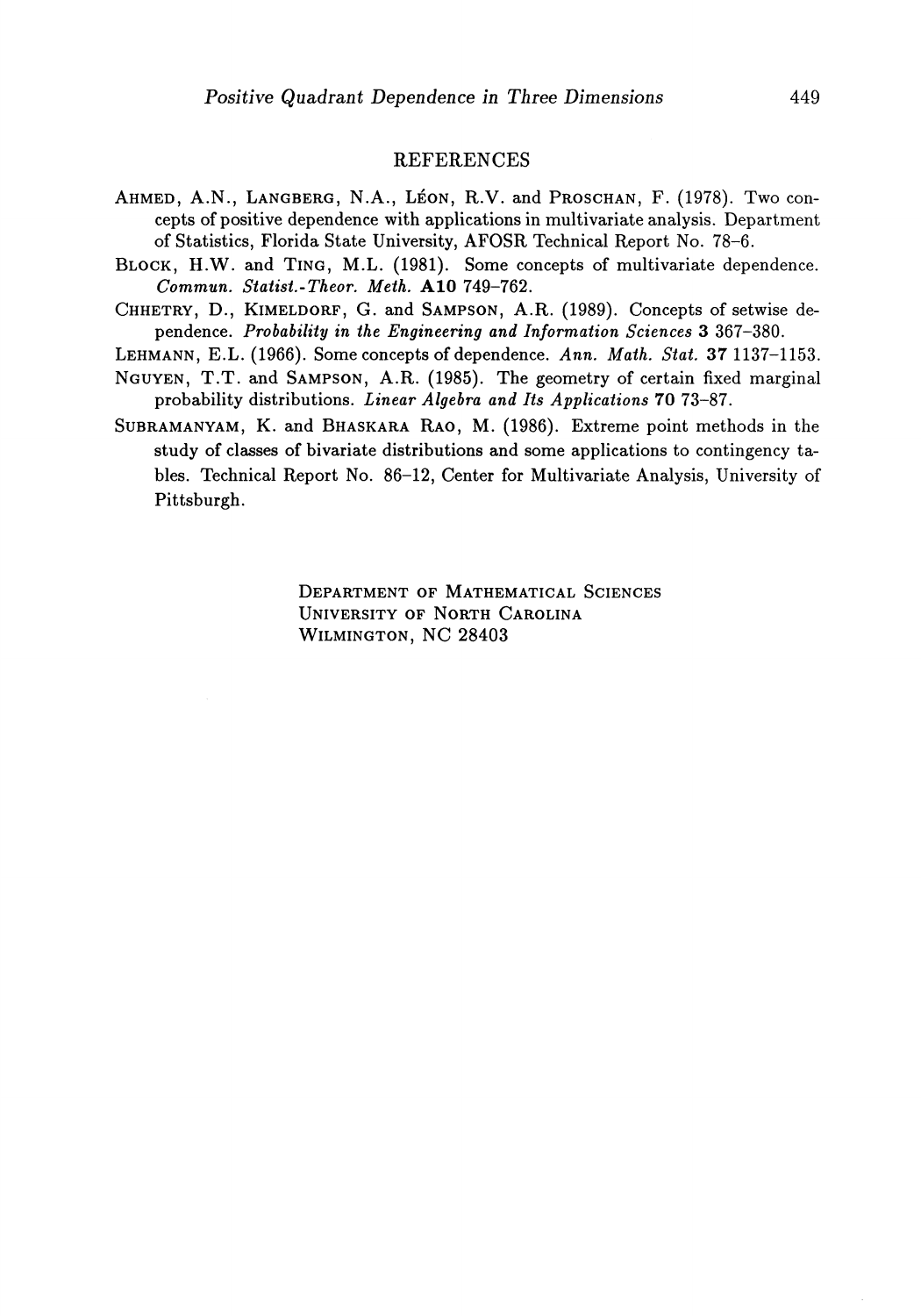## REFERENCES

AHMED, A.N., LANGBERG, N.A., LÉON, R.V. and PROSCHAN, F. (1978). Two concepts of positive dependence with applications in multivariate analysis. Department of Statistics, Florida State University, AFOSR Technical Report No. 78-6.

BLOCK, H.W. and TING, M.L. (1981). Some concepts of multivariate dependence. *Commun. Statist.-Theor. Meth.* **A10** 749–762.

CHHETRY, D., KIMELDORF, G. and SAMPSON, A.R. (1989). Concepts of setwise dependence. *Probability in the Engineering and Information Sciences* **3** 367–380.

LEHMANN, E.L. (1966). Some concepts of dependence. *Ann. Math. Stat.* **37** 1137–1153.

NGUYEN, T.T. and SAMPSON, A.R. (1985). The geometry of certain fixed marginal probability distributions. *Linear Algebra and Its Applications* **70** 73–87.

SUBRAMANYAM, K. and BHASKARA RAO, M. (1986). Extreme point methods in the study of classes of bivariate distributions and some applications to contingency tables. Technical Report No. 86-12, Center for Multivariate Analysis, University of Pittsburgh.

DEPARTMENT OF MATHEMATICAL SCIENCES
UNIVERSITY OF NORTH CAROLINA
WILMINGTON, NC 28403